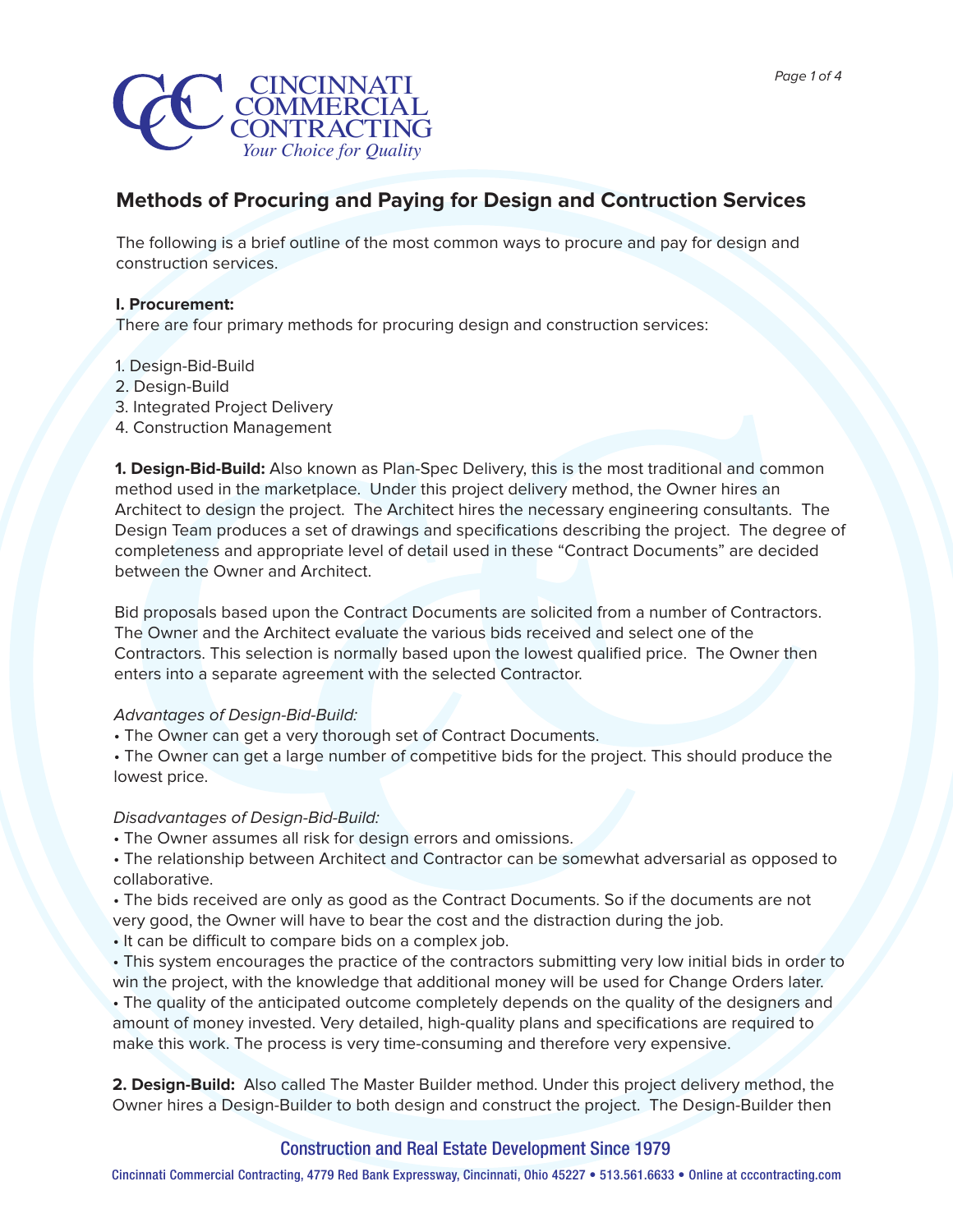# Methods of Procuring and Paying for Design and Contruction Services

The following is a brief outline of the most common ways to procure and pay for design and construction services.

**I. Procurement:**
There are four primary methods for procuring design and construction services:

1. Design-Bid-Build
2. Design-Build
3. Integrated Project Delivery
4. Construction Management

**1. Design-Bid-Build:** Also known as Plan-Spec Delivery, this is the most traditional and common method used in the marketplace. Under this project delivery method, the Owner hires an Architect to design the project. The Architect hires the necessary engineering consultants. The Design Team produces a set of drawings and specifications describing the project. The degree of completeness and appropriate level of detail used in these "Contract Documents" are decided between the Owner and Architect.

Bid proposals based upon the Contract Documents are solicited from a number of Contractors. The Owner and the Architect evaluate the various bids received and select one of the Contractors. This selection is normally based upon the lowest qualified price. The Owner then enters into a separate agreement with the selected Contractor.

*Advantages of Design-Bid-Build:*

- The Owner can get a very thorough set of Contract Documents.
- The Owner can get a large number of competitive bids for the project. This should produce the lowest price.

*Disadvantages of Design-Bid-Build:*

- The Owner assumes all risk for design errors and omissions.
- The relationship between Architect and Contractor can be somewhat adversarial as opposed to collaborative.
- The bids received are only as good as the Contract Documents. So if the documents are not very good, the Owner will have to bear the cost and the distraction during the job.
- It can be difficult to compare bids on a complex job.
- This system encourages the practice of the contractors submitting very low initial bids in order to win the project, with the knowledge that additional money will be used for Change Orders later.
- The quality of the anticipated outcome completely depends on the quality of the designers and amount of money invested. Very detailed, high-quality plans and specifications are required to make this work. The process is very time-consuming and therefore very expensive.

**2. Design-Build:** Also called The Master Builder method. Under this project delivery method, the Owner hires a Design-Builder to both design and construct the project. The Design-Builder then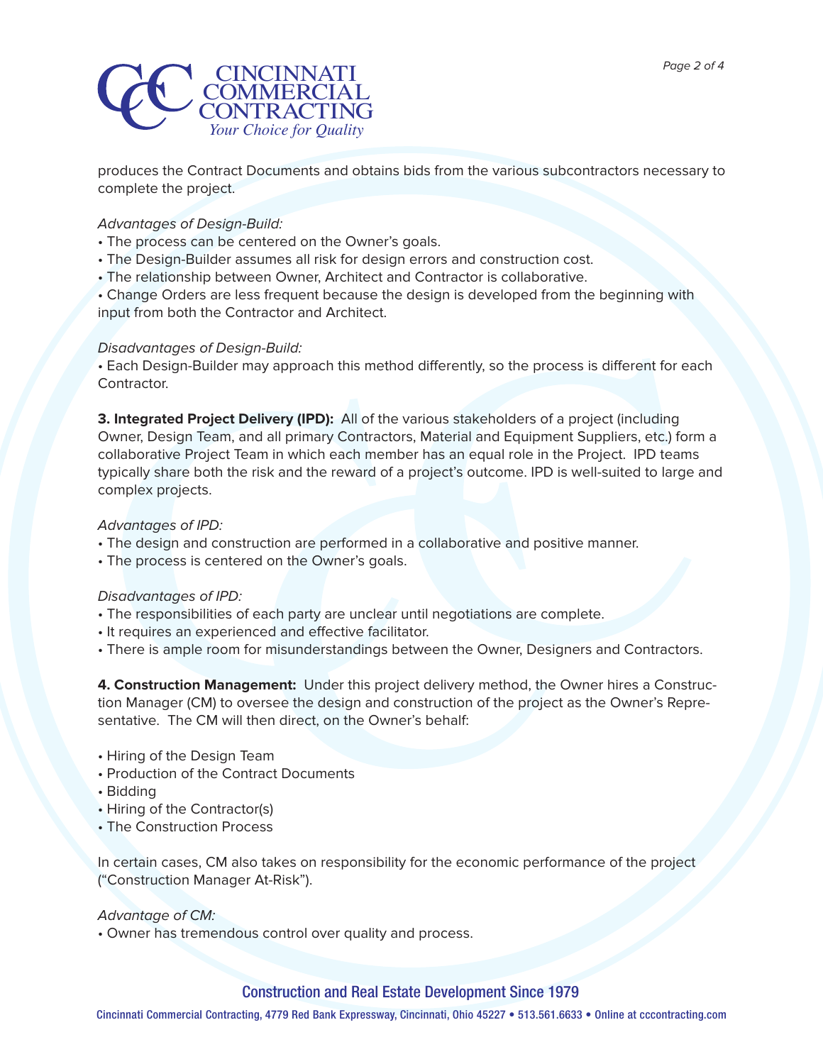produces the Contract Documents and obtains bids from the various subcontractors necessary to complete the project.

*Advantages of Design-Build:*

- The process can be centered on the Owner's goals.
- The Design-Builder assumes all risk for design errors and construction cost.
- The relationship between Owner, Architect and Contractor is collaborative.
- Change Orders are less frequent because the design is developed from the beginning with input from both the Contractor and Architect.

*Disadvantages of Design-Build:*

- Each Design-Builder may approach this method differently, so the process is different for each Contractor.

**3. Integrated Project Delivery (IPD):** All of the various stakeholders of a project (including Owner, Design Team, and all primary Contractors, Material and Equipment Suppliers, etc.) form a collaborative Project Team in which each member has an equal role in the Project. IPD teams typically share both the risk and the reward of a project's outcome. IPD is well-suited to large and complex projects.

*Advantages of IPD:*

- The design and construction are performed in a collaborative and positive manner.
- The process is centered on the Owner's goals.

*Disadvantages of IPD:*

- The responsibilities of each party are unclear until negotiations are complete.
- It requires an experienced and effective facilitator.
- There is ample room for misunderstandings between the Owner, Designers and Contractors.

**4. Construction Management:** Under this project delivery method, the Owner hires a Construction Manager (CM) to oversee the design and construction of the project as the Owner's Representative. The CM will then direct, on the Owner's behalf:

- Hiring of the Design Team
- Production of the Contract Documents
- Bidding
- Hiring of the Contractor(s)
- The Construction Process

In certain cases, CM also takes on responsibility for the economic performance of the project ("Construction Manager At-Risk").

*Advantage of CM:*

- Owner has tremendous control over quality and process.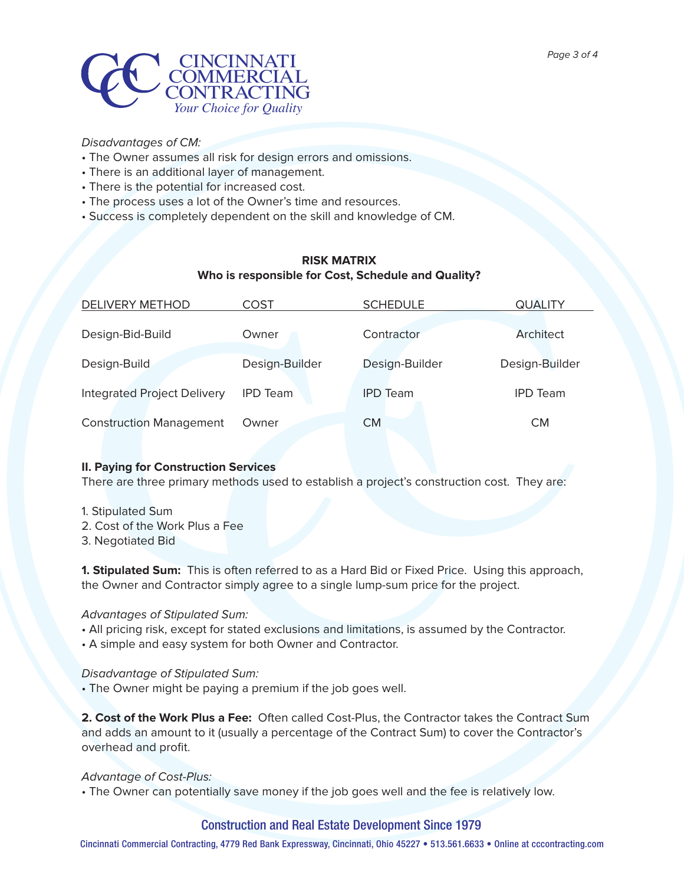*Disadvantages of CM:*

- The Owner assumes all risk for design errors and omissions.
- There is an additional layer of management.
- There is the potential for increased cost.
- The process uses a lot of the Owner's time and resources.
- Success is completely dependent on the skill and knowledge of CM.

**RISK MATRIX**
**Who is responsible for Cost, Schedule and Quality?**

| DELIVERY METHOD | COST | SCHEDULE | QUALITY |
|---|---|---|---|
| Design-Bid-Build | Owner | Contractor | Architect |
| Design-Build | Design-Builder | Design-Builder | Design-Builder |
| Integrated Project Delivery | IPD Team | IPD Team | IPD Team |
| Construction Management | Owner | CM | CM |

**II. Paying for Construction Services**

There are three primary methods used to establish a project's construction cost. They are:

1. Stipulated Sum
2. Cost of the Work Plus a Fee
3. Negotiated Bid

**1. Stipulated Sum:** This is often referred to as a Hard Bid or Fixed Price. Using this approach, the Owner and Contractor simply agree to a single lump-sum price for the project.

*Advantages of Stipulated Sum:*

- All pricing risk, except for stated exclusions and limitations, is assumed by the Contractor.
- A simple and easy system for both Owner and Contractor.

*Disadvantage of Stipulated Sum:*

- The Owner might be paying a premium if the job goes well.

**2. Cost of the Work Plus a Fee:** Often called Cost-Plus, the Contractor takes the Contract Sum and adds an amount to it (usually a percentage of the Contract Sum) to cover the Contractor's overhead and profit.

*Advantage of Cost-Plus:*

- The Owner can potentially save money if the job goes well and the fee is relatively low.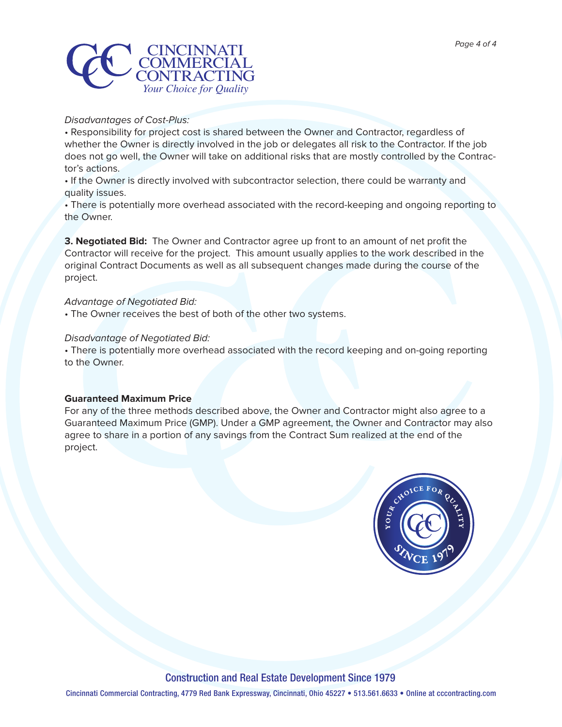*Disadvantages of Cost-Plus:*

- Responsibility for project cost is shared between the Owner and Contractor, regardless of whether the Owner is directly involved in the job or delegates all risk to the Contractor. If the job does not go well, the Owner will take on additional risks that are mostly controlled by the Contractor's actions.
- If the Owner is directly involved with subcontractor selection, there could be warranty and quality issues.
- There is potentially more overhead associated with the record-keeping and ongoing reporting to the Owner.

**3. Negotiated Bid:** The Owner and Contractor agree up front to an amount of net profit the Contractor will receive for the project. This amount usually applies to the work described in the original Contract Documents as well as all subsequent changes made during the course of the project.

*Advantage of Negotiated Bid:*

- The Owner receives the best of both of the other two systems.

*Disadvantage of Negotiated Bid:*

- There is potentially more overhead associated with the record keeping and on-going reporting to the Owner.

**Guaranteed Maximum Price**

For any of the three methods described above, the Owner and Contractor might also agree to a Guaranteed Maximum Price (GMP). Under a GMP agreement, the Owner and Contractor may also agree to share in a portion of any savings from the Contract Sum realized at the end of the project.